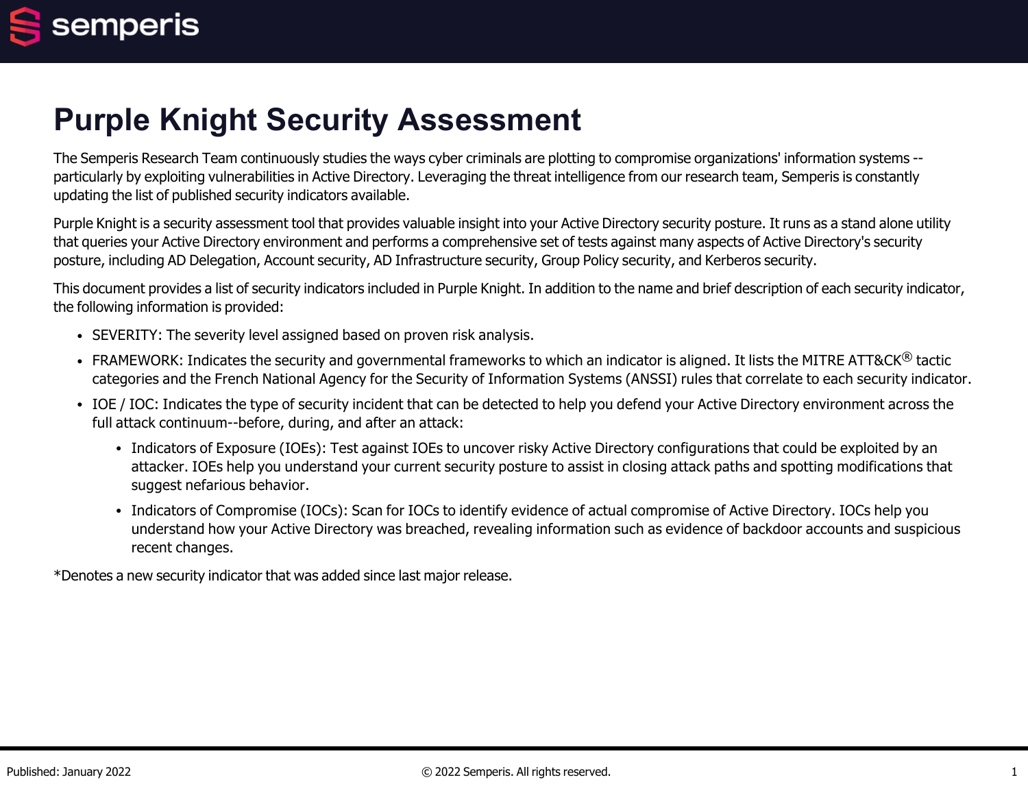# Purple Knight Security Assessment

The Semperis Research Team continuously studies the ways cyber criminals are plotting to compromise organizations' information systems -- particularly by exploiting vulnerabilities in Active Directory. Leveraging the threat intelligence from our research team, Semperis is constantly updating the list of published security indicators available.

Purple Knight is a security assessment tool that provides valuable insight into your Active Directory security posture. It runs as a stand alone utility that queries your Active Directory environment and performs a comprehensive set of tests against many aspects of Active Directory's security posture, including AD Delegation, Account security, AD Infrastructure security, Group Policy security, and Kerberos security.

This document provides a list of security indicators included in Purple Knight. In addition to the name and brief description of each security indicator, the following information is provided:

- SEVERITY: The severity level assigned based on proven risk analysis.
- FRAMEWORK: Indicates the security and governmental frameworks to which an indicator is aligned. It lists the MITRE ATT&CK® tactic categories and the French National Agency for the Security of Information Systems (ANSSI) rules that correlate to each security indicator.
- IOE / IOC: Indicates the type of security incident that can be detected to help you defend your Active Directory environment across the full attack continuum--before, during, and after an attack:
  - Indicators of Exposure (IOEs): Test against IOEs to uncover risky Active Directory configurations that could be exploited by an attacker. IOEs help you understand your current security posture to assist in closing attack paths and spotting modifications that suggest nefarious behavior.
  - Indicators of Compromise (IOCs): Scan for IOCs to identify evidence of actual compromise of Active Directory. IOCs help you understand how your Active Directory was breached, revealing information such as evidence of backdoor accounts and suspicious recent changes.

*Denotes a new security indicator that was added since last major release.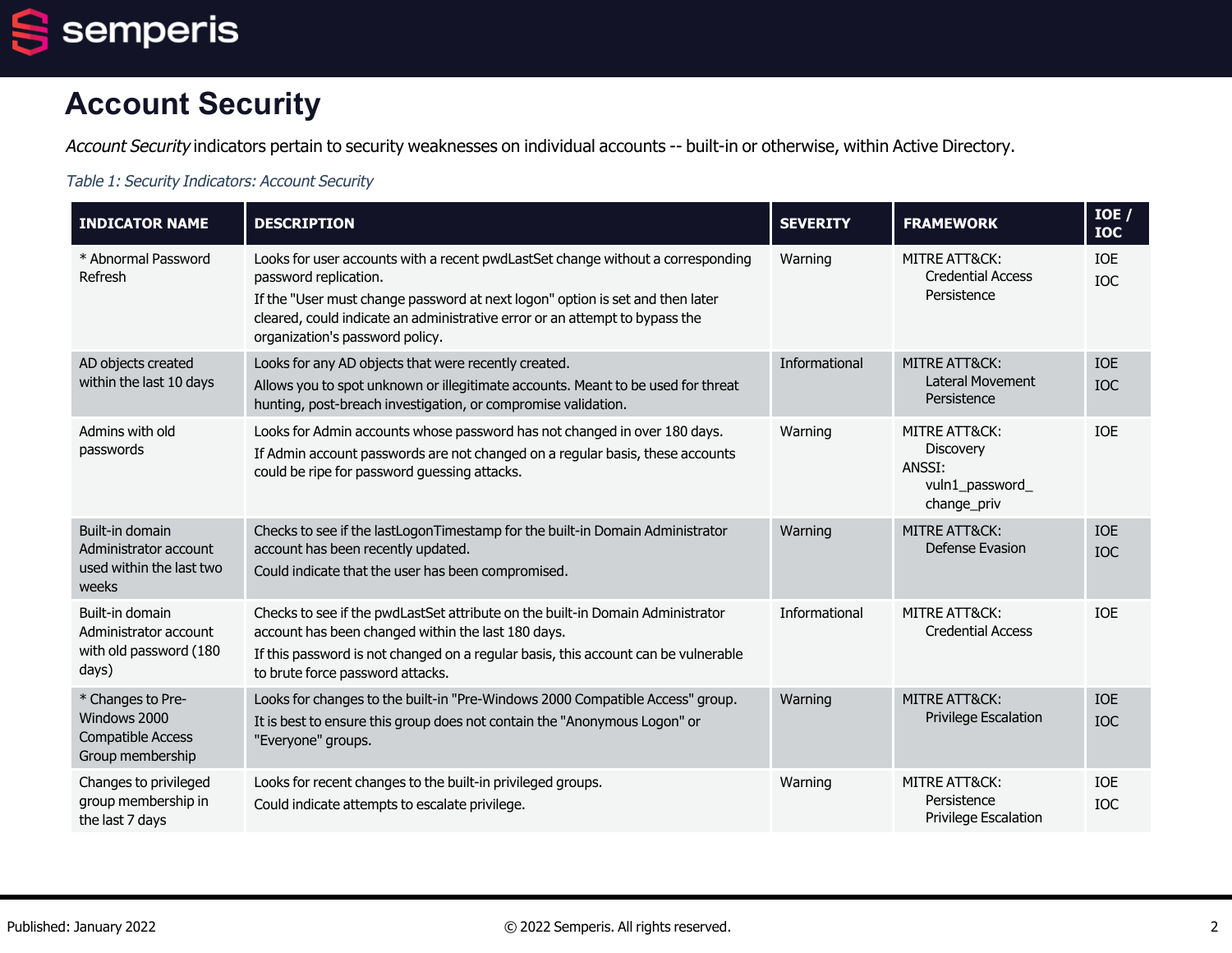# Account Security

*Account Security* indicators pertain to security weaknesses on individual accounts -- built-in or otherwise, within Active Directory.

*Table 1: Security Indicators: Account Security*

| INDICATOR NAME | DESCRIPTION | SEVERITY | FRAMEWORK | IOE / IOC |
|---|---|---|---|---|
| * Abnormal Password Refresh | Looks for user accounts with a recent pwdLastSet change without a corresponding password replication.<br>If the "User must change password at next logon" option is set and then later cleared, could indicate an administrative error or an attempt to bypass the organization's password policy. | Warning | MITRE ATT&CK:<br>Credential Access<br>Persistence | IOE<br>IOC |
| AD objects created within the last 10 days | Looks for any AD objects that were recently created.<br>Allows you to spot unknown or illegitimate accounts. Meant to be used for threat hunting, post-breach investigation, or compromise validation. | Informational | MITRE ATT&CK:<br>Lateral Movement<br>Persistence | IOE<br>IOC |
| Admins with old passwords | Looks for Admin accounts whose password has not changed in over 180 days.<br>If Admin account passwords are not changed on a regular basis, these accounts could be ripe for password guessing attacks. | Warning | MITRE ATT&CK:<br>Discovery<br>ANSSI:<br>vuln1_password_change_priv | IOE |
| Built-in domain Administrator account used within the last two weeks | Checks to see if the lastLogonTimestamp for the built-in Domain Administrator account has been recently updated.<br>Could indicate that the user has been compromised. | Warning | MITRE ATT&CK:<br>Defense Evasion | IOE<br>IOC |
| Built-in domain Administrator account with old password (180 days) | Checks to see if the pwdLastSet attribute on the built-in Domain Administrator account has been changed within the last 180 days.<br>If this password is not changed on a regular basis, this account can be vulnerable to brute force password attacks. | Informational | MITRE ATT&CK:<br>Credential Access | IOE |
| * Changes to Pre-Windows 2000 Compatible Access Group membership | Looks for changes to the built-in "Pre-Windows 2000 Compatible Access" group.<br>It is best to ensure this group does not contain the "Anonymous Logon" or "Everyone" groups. | Warning | MITRE ATT&CK:<br>Privilege Escalation | IOE<br>IOC |
| Changes to privileged group membership in the last 7 days | Looks for recent changes to the built-in privileged groups.<br>Could indicate attempts to escalate privilege. | Warning | MITRE ATT&CK:<br>Persistence<br>Privilege Escalation | IOE<br>IOC |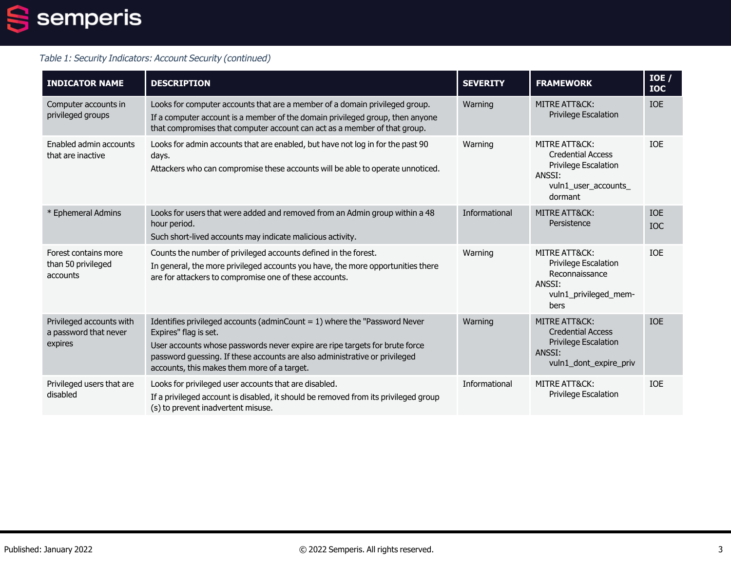*Table 1: Security Indicators: Account Security (continued)*

| INDICATOR NAME | DESCRIPTION | SEVERITY | FRAMEWORK | IOE / IOC |
|---|---|---|---|---|
| Computer accounts in privileged groups | Looks for computer accounts that are a member of a domain privileged group.<br>If a computer account is a member of the domain privileged group, then anyone that compromises that computer account can act as a member of that group. | Warning | MITRE ATT&CK:<br>Privilege Escalation | IOE |
| Enabled admin accounts that are inactive | Looks for admin accounts that are enabled, but have not log in for the past 90 days.<br>Attackers who can compromise these accounts will be able to operate unnoticed. | Warning | MITRE ATT&CK:<br>Credential Access<br>Privilege Escalation<br>ANSSI:<br>vuln1_user_accounts_dormant | IOE |
| * Ephemeral Admins | Looks for users that were added and removed from an Admin group within a 48 hour period.<br>Such short-lived accounts may indicate malicious activity. | Informational | MITRE ATT&CK:<br>Persistence | IOE<br>IOC |
| Forest contains more than 50 privileged accounts | Counts the number of privileged accounts defined in the forest.<br>In general, the more privileged accounts you have, the more opportunities there are for attackers to compromise one of these accounts. | Warning | MITRE ATT&CK:<br>Privilege Escalation<br>Reconnaissance<br>ANSSI:<br>vuln1_privileged_members | IOE |
| Privileged accounts with a password that never expires | Identifies privileged accounts (adminCount = 1) where the "Password Never Expires" flag is set.<br>User accounts whose passwords never expire are ripe targets for brute force password guessing. If these accounts are also administrative or privileged accounts, this makes them more of a target. | Warning | MITRE ATT&CK:<br>Credential Access<br>Privilege Escalation<br>ANSSI:<br>vuln1_dont_expire_priv | IOE |
| Privileged users that are disabled | Looks for privileged user accounts that are disabled.<br>If a privileged account is disabled, it should be removed from its privileged group (s) to prevent inadvertent misuse. | Informational | MITRE ATT&CK:<br>Privilege Escalation | IOE |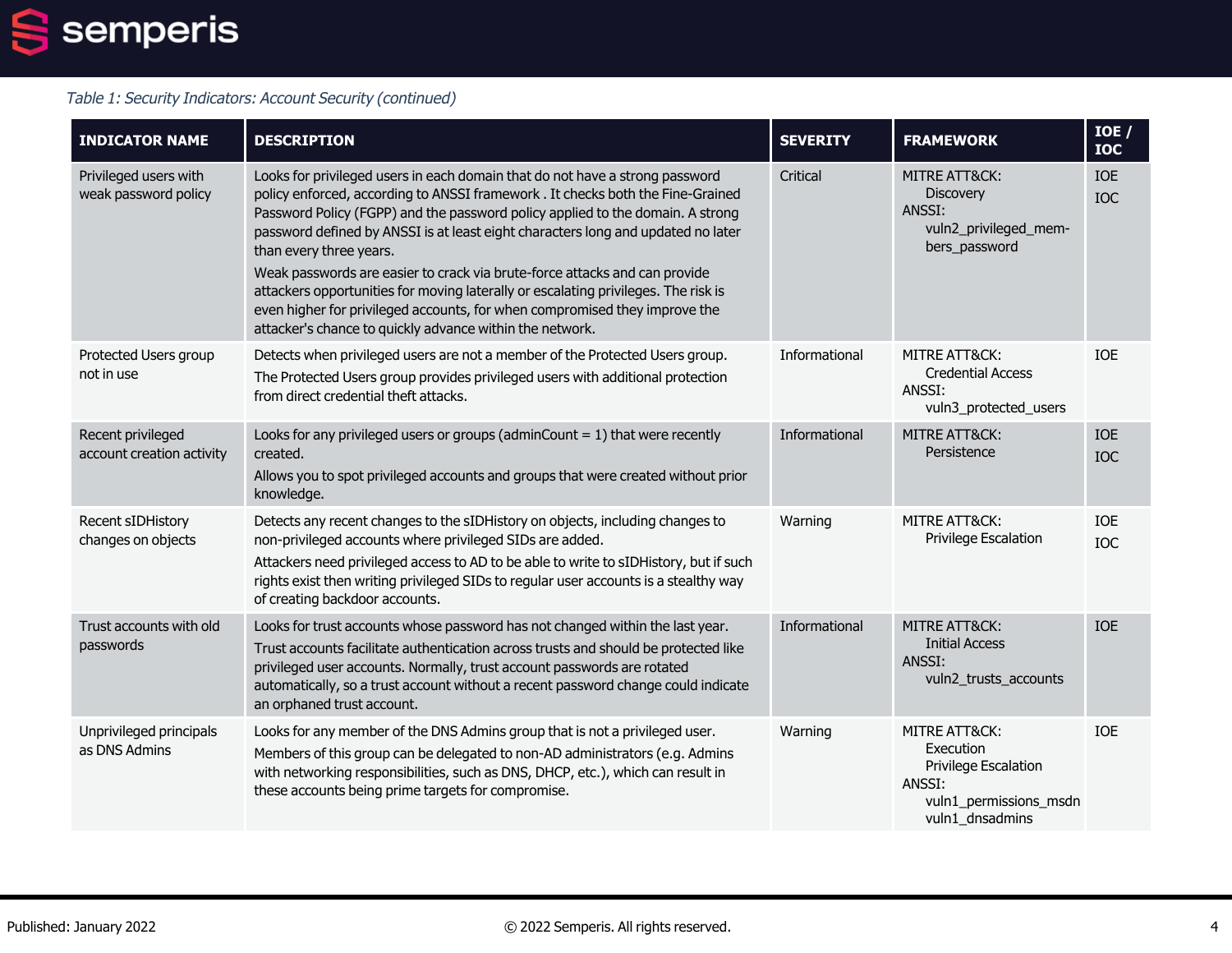*Table 1: Security Indicators: Account Security (continued)*

| INDICATOR NAME | DESCRIPTION | SEVERITY | FRAMEWORK | IOE / IOC |
|---|---|---|---|---|
| Privileged users with weak password policy | Looks for privileged users in each domain that do not have a strong password policy enforced, according to ANSSI framework . It checks both the Fine-Grained Password Policy (FGPP) and the password policy applied to the domain. A strong password defined by ANSSI is at least eight characters long and updated no later than every three years.<br>Weak passwords are easier to crack via brute-force attacks and can provide attackers opportunities for moving laterally or escalating privileges. The risk is even higher for privileged accounts, for when compromised they improve the attacker's chance to quickly advance within the network. | Critical | MITRE ATT&CK:<br>Discovery<br>ANSSI:<br>vuln2_privileged_members_password | IOE<br>IOC |
| Protected Users group not in use | Detects when privileged users are not a member of the Protected Users group.<br>The Protected Users group provides privileged users with additional protection from direct credential theft attacks. | Informational | MITRE ATT&CK:<br>Credential Access<br>ANSSI:<br>vuln3_protected_users | IOE |
| Recent privileged account creation activity | Looks for any privileged users or groups (adminCount = 1) that were recently created.<br>Allows you to spot privileged accounts and groups that were created without prior knowledge. | Informational | MITRE ATT&CK:<br>Persistence | IOE<br>IOC |
| Recent sIDHistory changes on objects | Detects any recent changes to the sIDHistory on objects, including changes to non-privileged accounts where privileged SIDs are added.<br>Attackers need privileged access to AD to be able to write to sIDHistory, but if such rights exist then writing privileged SIDs to regular user accounts is a stealthy way of creating backdoor accounts. | Warning | MITRE ATT&CK:<br>Privilege Escalation | IOE<br>IOC |
| Trust accounts with old passwords | Looks for trust accounts whose password has not changed within the last year.<br>Trust accounts facilitate authentication across trusts and should be protected like privileged user accounts. Normally, trust account passwords are rotated automatically, so a trust account without a recent password change could indicate an orphaned trust account. | Informational | MITRE ATT&CK:<br>Initial Access<br>ANSSI:<br>vuln2_trusts_accounts | IOE |
| Unprivileged principals as DNS Admins | Looks for any member of the DNS Admins group that is not a privileged user.<br>Members of this group can be delegated to non-AD administrators (e.g. Admins with networking responsibilities, such as DNS, DHCP, etc.), which can result in these accounts being prime targets for compromise. | Warning | MITRE ATT&CK:<br>Execution<br>Privilege Escalation<br>ANSSI:<br>vuln1_permissions_msdn<br>vuln1_dnsadmins | IOE |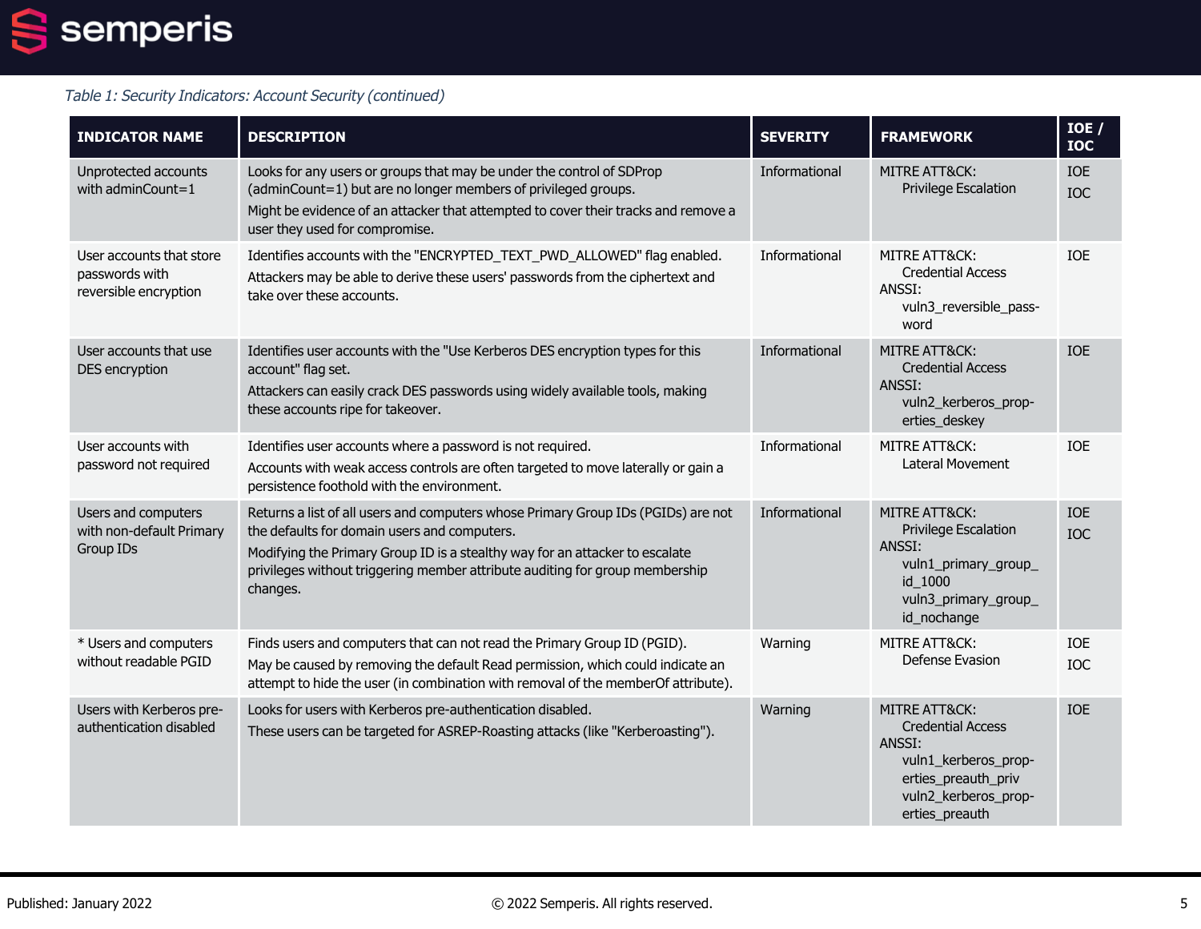*Table 1: Security Indicators: Account Security (continued)*

| INDICATOR NAME | DESCRIPTION | SEVERITY | FRAMEWORK | IOE / IOC |
|---|---|---|---|---|
| Unprotected accounts with adminCount=1 | Looks for any users or groups that may be under the control of SDProp (adminCount=1) but are no longer members of privileged groups.<br>Might be evidence of an attacker that attempted to cover their tracks and remove a user they used for compromise. | Informational | MITRE ATT&CK:<br>Privilege Escalation | IOE<br>IOC |
| User accounts that store passwords with reversible encryption | Identifies accounts with the "ENCRYPTED_TEXT_PWD_ALLOWED" flag enabled.<br>Attackers may be able to derive these users' passwords from the ciphertext and take over these accounts. | Informational | MITRE ATT&CK:<br>Credential Access<br>ANSSI:<br>vuln3_reversible_password | IOE |
| User accounts that use DES encryption | Identifies user accounts with the "Use Kerberos DES encryption types for this account" flag set.<br>Attackers can easily crack DES passwords using widely available tools, making these accounts ripe for takeover. | Informational | MITRE ATT&CK:<br>Credential Access<br>ANSSI:<br>vuln2_kerberos_properties_deskey | IOE |
| User accounts with password not required | Identifies user accounts where a password is not required.<br>Accounts with weak access controls are often targeted to move laterally or gain a persistence foothold with the environment. | Informational | MITRE ATT&CK:<br>Lateral Movement | IOE |
| Users and computers with non-default Primary Group IDs | Returns a list of all users and computers whose Primary Group IDs (PGIDs) are not the defaults for domain users and computers.<br>Modifying the Primary Group ID is a stealthy way for an attacker to escalate privileges without triggering member attribute auditing for group membership changes. | Informational | MITRE ATT&CK:<br>Privilege Escalation<br>ANSSI:<br>vuln1_primary_group_id_1000<br>vuln3_primary_group_id_nochange | IOE<br>IOC |
| * Users and computers without readable PGID | Finds users and computers that can not read the Primary Group ID (PGID).<br>May be caused by removing the default Read permission, which could indicate an attempt to hide the user (in combination with removal of the memberOf attribute). | Warning | MITRE ATT&CK:<br>Defense Evasion | IOE<br>IOC |
| Users with Kerberos pre-authentication disabled | Looks for users with Kerberos pre-authentication disabled.<br>These users can be targeted for ASREP-Roasting attacks (like "Kerberoasting"). | Warning | MITRE ATT&CK:<br>Credential Access<br>ANSSI:<br>vuln1_kerberos_properties_preauth_priv<br>vuln2_kerberos_properties_preauth | IOE |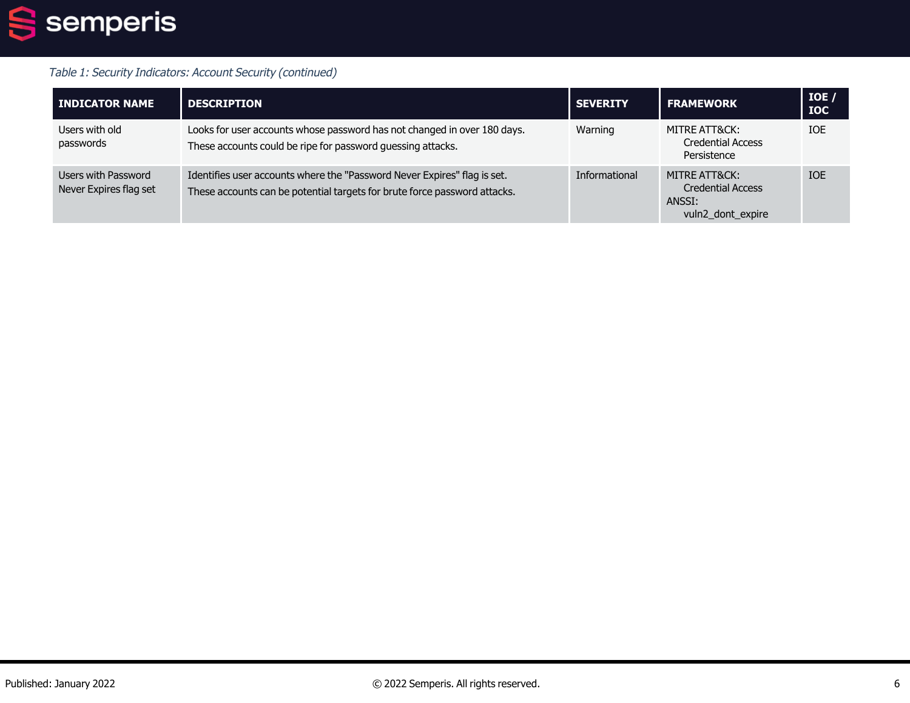*Table 1: Security Indicators: Account Security (continued)*

| INDICATOR NAME | DESCRIPTION | SEVERITY | FRAMEWORK | IOE / IOC |
| --- | --- | --- | --- | --- |
| Users with old passwords | Looks for user accounts whose password has not changed in over 180 days.<br>These accounts could be ripe for password guessing attacks. | Warning | MITRE ATT&CK:<br>Credential Access<br>Persistence | IOE |
| Users with Password Never Expires flag set | Identifies user accounts where the "Password Never Expires" flag is set.<br>These accounts can be potential targets for brute force password attacks. | Informational | MITRE ATT&CK:<br>Credential Access<br>ANSSI:<br>vuln2_dont_expire | IOE |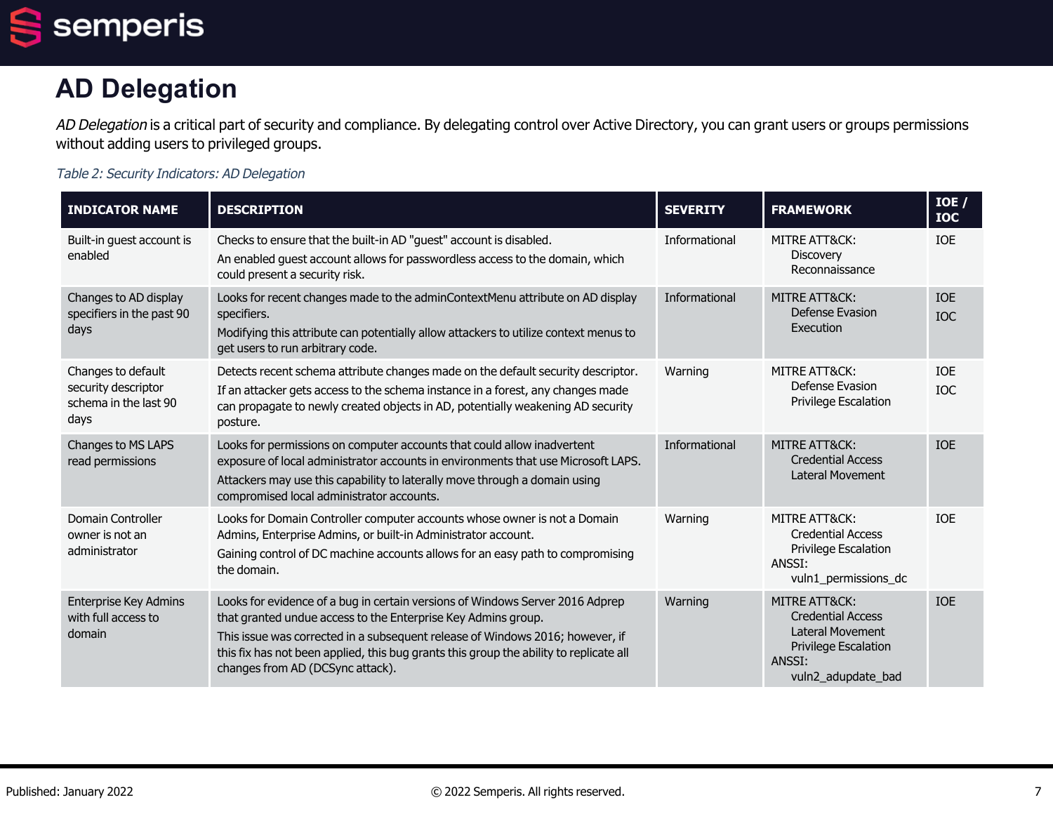# AD Delegation

*AD Delegation* is a critical part of security and compliance. By delegating control over Active Directory, you can grant users or groups permissions without adding users to privileged groups.

*Table 2: Security Indicators: AD Delegation*

| INDICATOR NAME | DESCRIPTION | SEVERITY | FRAMEWORK | IOE / IOC |
|---|---|---|---|---|
| Built-in guest account is enabled | Checks to ensure that the built-in AD "guest" account is disabled.<br>An enabled guest account allows for passwordless access to the domain, which could present a security risk. | Informational | MITRE ATT&CK:<br>Discovery<br>Reconnaissance | IOE |
| Changes to AD display specifiers in the past 90 days | Looks for recent changes made to the adminContextMenu attribute on AD display specifiers.<br>Modifying this attribute can potentially allow attackers to utilize context menus to get users to run arbitrary code. | Informational | MITRE ATT&CK:<br>Defense Evasion<br>Execution | IOE<br>IOC |
| Changes to default security descriptor schema in the last 90 days | Detects recent schema attribute changes made on the default security descriptor.<br>If an attacker gets access to the schema instance in a forest, any changes made can propagate to newly created objects in AD, potentially weakening AD security posture. | Warning | MITRE ATT&CK:<br>Defense Evasion<br>Privilege Escalation | IOE<br>IOC |
| Changes to MS LAPS read permissions | Looks for permissions on computer accounts that could allow inadvertent exposure of local administrator accounts in environments that use Microsoft LAPS.<br>Attackers may use this capability to laterally move through a domain using compromised local administrator accounts. | Informational | MITRE ATT&CK:<br>Credential Access<br>Lateral Movement | IOE |
| Domain Controller owner is not an administrator | Looks for Domain Controller computer accounts whose owner is not a Domain Admins, Enterprise Admins, or built-in Administrator account.<br>Gaining control of DC machine accounts allows for an easy path to compromising the domain. | Warning | MITRE ATT&CK:<br>Credential Access<br>Privilege Escalation<br>ANSSI:<br>vuln1_permissions_dc | IOE |
| Enterprise Key Admins with full access to domain | Looks for evidence of a bug in certain versions of Windows Server 2016 Adprep that granted undue access to the Enterprise Key Admins group.<br>This issue was corrected in a subsequent release of Windows 2016; however, if this fix has not been applied, this bug grants this group the ability to replicate all changes from AD (DCSync attack). | Warning | MITRE ATT&CK:<br>Credential Access<br>Lateral Movement<br>Privilege Escalation<br>ANSSI:<br>vuln2_adupdate_bad | IOE |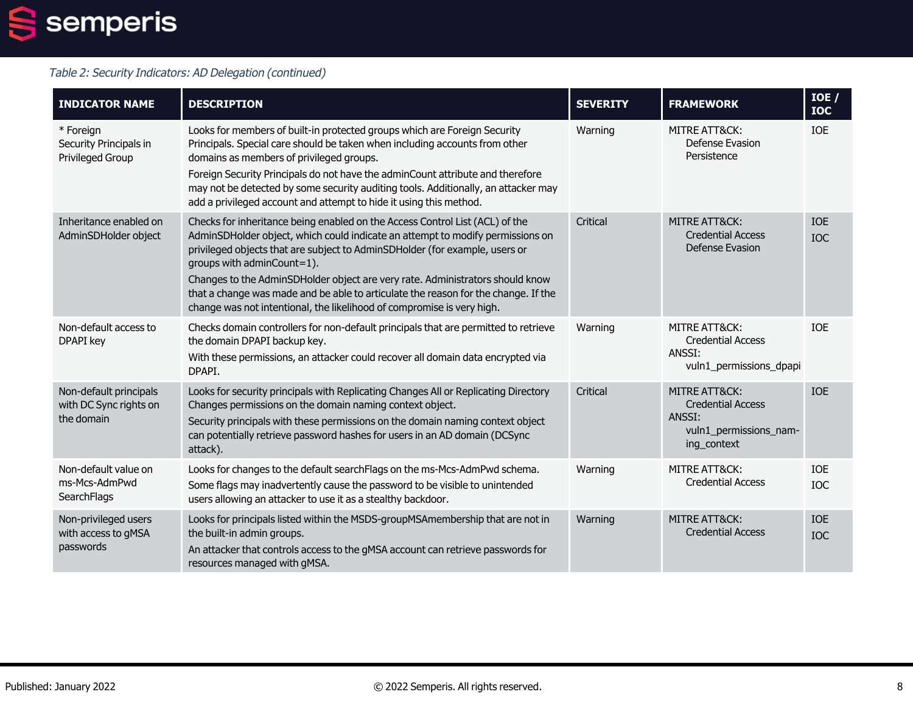*Table 2: Security Indicators: AD Delegation (continued)*

| INDICATOR NAME | DESCRIPTION | SEVERITY | FRAMEWORK | IOE / IOC |
|---|---|---|---|---|
| * Foreign Security Principals in Privileged Group | Looks for members of built-in protected groups which are Foreign Security Principals. Special care should be taken when including accounts from other domains as members of privileged groups.<br>Foreign Security Principals do not have the adminCount attribute and therefore may not be detected by some security auditing tools. Additionally, an attacker may add a privileged account and attempt to hide it using this method. | Warning | MITRE ATT&CK:<br>Defense Evasion<br>Persistence | IOE |
| Inheritance enabled on AdminSDHolder object | Checks for inheritance being enabled on the Access Control List (ACL) of the AdminSDHolder object, which could indicate an attempt to modify permissions on privileged objects that are subject to AdminSDHolder (for example, users or groups with adminCount=1).<br>Changes to the AdminSDHolder object are very rate. Administrators should know that a change was made and be able to articulate the reason for the change. If the change was not intentional, the likelihood of compromise is very high. | Critical | MITRE ATT&CK:<br>Credential Access<br>Defense Evasion | IOE<br>IOC |
| Non-default access to DPAPI key | Checks domain controllers for non-default principals that are permitted to retrieve the domain DPAPI backup key.<br>With these permissions, an attacker could recover all domain data encrypted via DPAPI. | Warning | MITRE ATT&CK:<br>Credential Access<br>ANSSI:<br>vuln1_permissions_dpapi | IOE |
| Non-default principals with DC Sync rights on the domain | Looks for security principals with Replicating Changes All or Replicating Directory Changes permissions on the domain naming context object.<br>Security principals with these permissions on the domain naming context object can potentially retrieve password hashes for users in an AD domain (DCSync attack). | Critical | MITRE ATT&CK:<br>Credential Access<br>ANSSI:<br>vuln1_permissions_naming_context | IOE |
| Non-default value on ms-Mcs-AdmPwd SearchFlags | Looks for changes to the default searchFlags on the ms-Mcs-AdmPwd schema.<br>Some flags may inadvertently cause the password to be visible to unintended users allowing an attacker to use it as a stealthy backdoor. | Warning | MITRE ATT&CK:<br>Credential Access | IOE<br>IOC |
| Non-privileged users with access to gMSA passwords | Looks for principals listed within the MSDS-groupMSAmembership that are not in the built-in admin groups.<br>An attacker that controls access to the gMSA account can retrieve passwords for resources managed with gMSA. | Warning | MITRE ATT&CK:<br>Credential Access | IOE<br>IOC |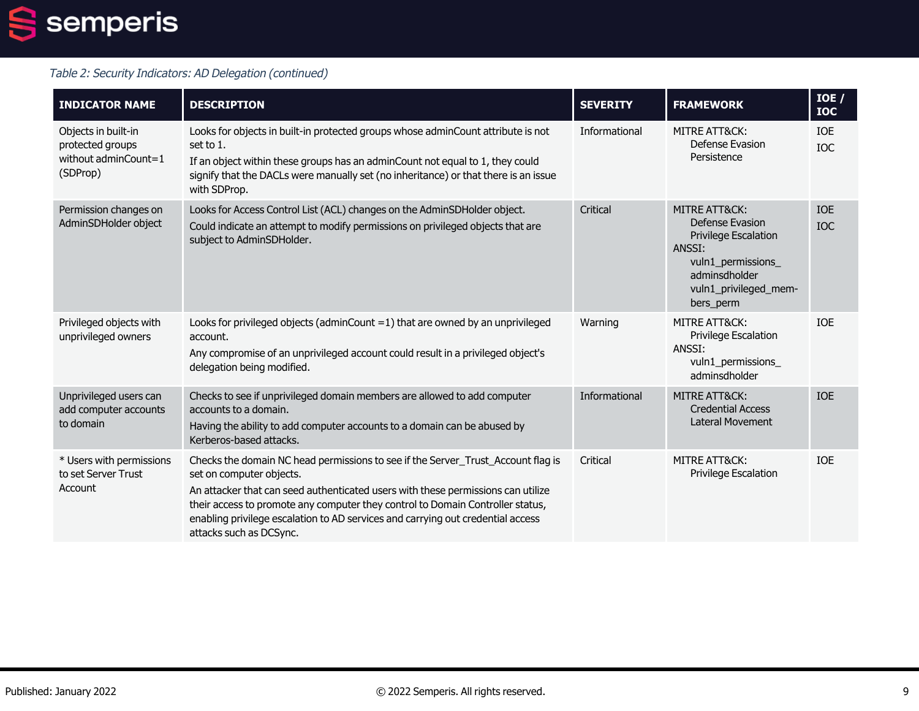*Table 2: Security Indicators: AD Delegation (continued)*

| INDICATOR NAME | DESCRIPTION | SEVERITY | FRAMEWORK | IOE / IOC |
|---|---|---|---|---|
| Objects in built-in protected groups without adminCount=1 (SDProp) | Looks for objects in built-in protected groups whose adminCount attribute is not set to 1.<br>If an object within these groups has an adminCount not equal to 1, they could signify that the DACLs were manually set (no inheritance) or that there is an issue with SDProp. | Informational | MITRE ATT&CK:<br>Defense Evasion<br>Persistence | IOE<br>IOC |
| Permission changes on AdminSDHolder object | Looks for Access Control List (ACL) changes on the AdminSDHolder object.<br>Could indicate an attempt to modify permissions on privileged objects that are subject to AdminSDHolder. | Critical | MITRE ATT&CK:<br>Defense Evasion<br>Privilege Escalation<br>ANSSI:<br>vuln1_permissions_adminsdholder<br>vuln1_privileged_members_perm | IOE<br>IOC |
| Privileged objects with unprivileged owners | Looks for privileged objects (adminCount =1) that are owned by an unprivileged account.<br>Any compromise of an unprivileged account could result in a privileged object's delegation being modified. | Warning | MITRE ATT&CK:<br>Privilege Escalation<br>ANSSI:<br>vuln1_permissions_adminsdholder | IOE |
| Unprivileged users can add computer accounts to domain | Checks to see if unprivileged domain members are allowed to add computer accounts to a domain.<br>Having the ability to add computer accounts to a domain can be abused by Kerberos-based attacks. | Informational | MITRE ATT&CK:<br>Credential Access<br>Lateral Movement | IOE |
| * Users with permissions to set Server Trust Account | Checks the domain NC head permissions to see if the Server_Trust_Account flag is set on computer objects.<br>An attacker that can seed authenticated users with these permissions can utilize their access to promote any computer they control to Domain Controller status, enabling privilege escalation to AD services and carrying out credential access attacks such as DCSync. | Critical | MITRE ATT&CK:<br>Privilege Escalation | IOE |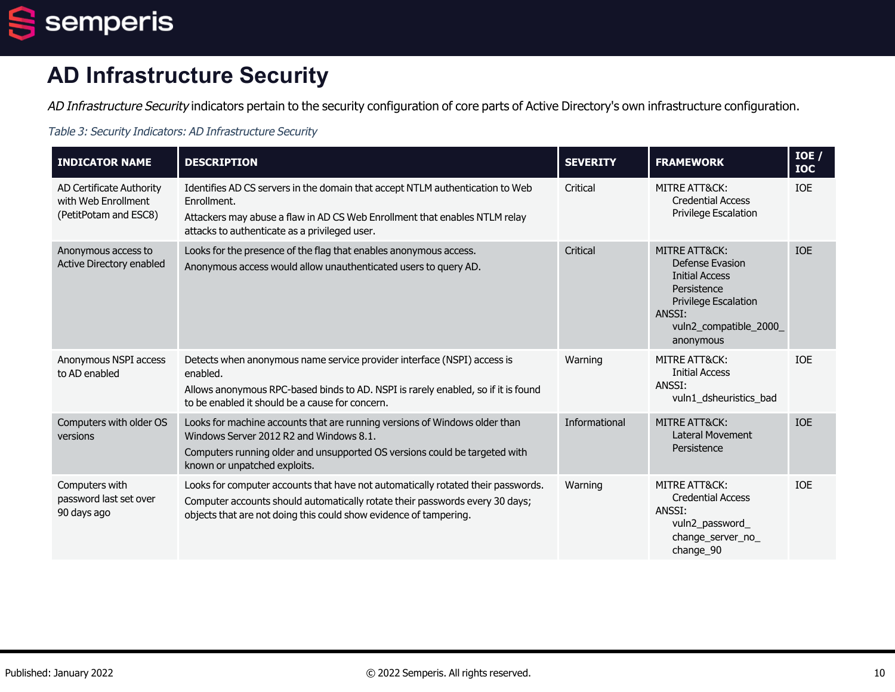# AD Infrastructure Security

*AD Infrastructure Security* indicators pertain to the security configuration of core parts of Active Directory's own infrastructure configuration.

*Table 3: Security Indicators: AD Infrastructure Security*

| INDICATOR NAME | DESCRIPTION | SEVERITY | FRAMEWORK | IOE / IOC |
|---|---|---|---|---|
| AD Certificate Authority with Web Enrollment (PetitPotam and ESC8) | Identifies AD CS servers in the domain that accept NTLM authentication to Web Enrollment.<br>Attackers may abuse a flaw in AD CS Web Enrollment that enables NTLM relay attacks to authenticate as a privileged user. | Critical | MITRE ATT&CK:<br>Credential Access<br>Privilege Escalation | IOE |
| Anonymous access to Active Directory enabled | Looks for the presence of the flag that enables anonymous access.<br>Anonymous access would allow unauthenticated users to query AD. | Critical | MITRE ATT&CK:<br>Defense Evasion<br>Initial Access<br>Persistence<br>Privilege Escalation<br>ANSSI:<br>vuln2_compatible_2000_anonymous | IOE |
| Anonymous NSPI access to AD enabled | Detects when anonymous name service provider interface (NSPI) access is enabled.<br>Allows anonymous RPC-based binds to AD. NSPI is rarely enabled, so if it is found to be enabled it should be a cause for concern. | Warning | MITRE ATT&CK:<br>Initial Access<br>ANSSI:<br>vuln1_dsheuristics_bad | IOE |
| Computers with older OS versions | Looks for machine accounts that are running versions of Windows older than Windows Server 2012 R2 and Windows 8.1.<br>Computers running older and unsupported OS versions could be targeted with known or unpatched exploits. | Informational | MITRE ATT&CK:<br>Lateral Movement<br>Persistence | IOE |
| Computers with password last set over 90 days ago | Looks for computer accounts that have not automatically rotated their passwords.<br>Computer accounts should automatically rotate their passwords every 30 days; objects that are not doing this could show evidence of tampering. | Warning | MITRE ATT&CK:<br>Credential Access<br>ANSSI:<br>vuln2_password_change_server_no_change_90 | IOE |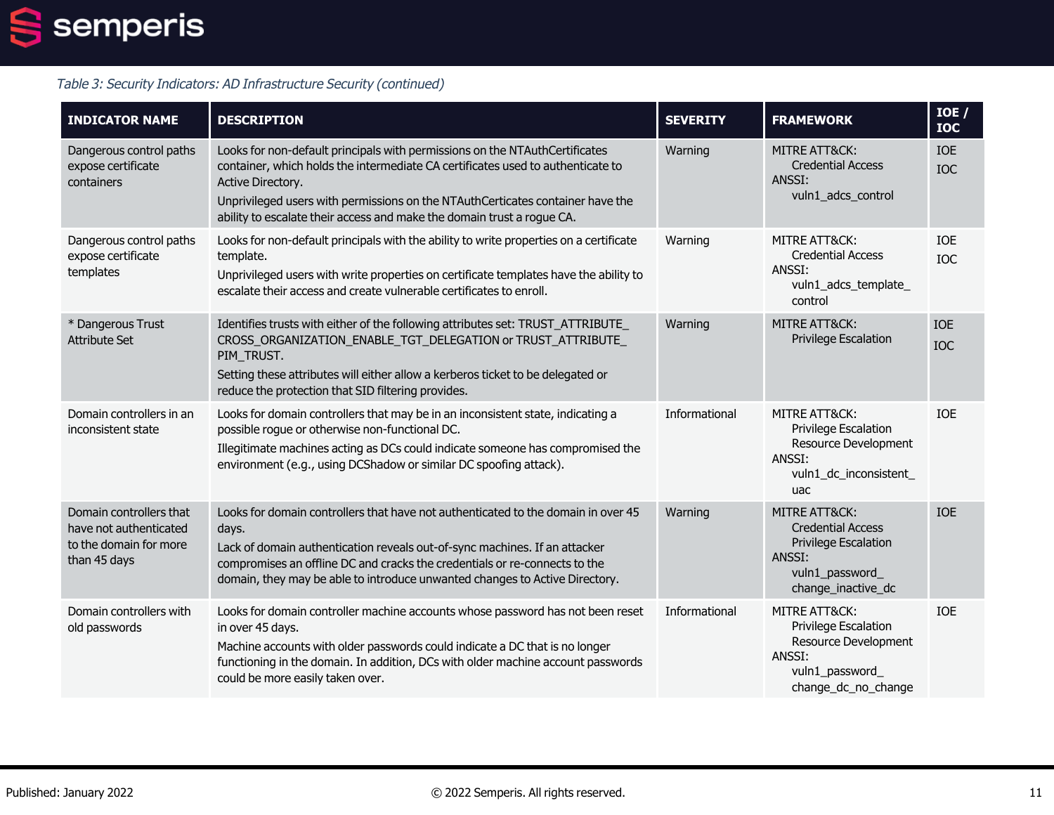*Table 3: Security Indicators: AD Infrastructure Security (continued)*

| INDICATOR NAME | DESCRIPTION | SEVERITY | FRAMEWORK | IOE / IOC |
|---|---|---|---|---|
| Dangerous control paths expose certificate containers | Looks for non-default principals with permissions on the NTAuthCertificates container, which holds the intermediate CA certificates used to authenticate to Active Directory.<br>Unprivileged users with permissions on the NTAuthCerticates container have the ability to escalate their access and make the domain trust a rogue CA. | Warning | MITRE ATT&CK:<br>Credential Access<br>ANSSI:<br>vuln1_adcs_control | IOE<br>IOC |
| Dangerous control paths expose certificate templates | Looks for non-default principals with the ability to write properties on a certificate template.<br>Unprivileged users with write properties on certificate templates have the ability to escalate their access and create vulnerable certificates to enroll. | Warning | MITRE ATT&CK:<br>Credential Access<br>ANSSI:<br>vuln1_adcs_template_control | IOE<br>IOC |
| * Dangerous Trust Attribute Set | Identifies trusts with either of the following attributes set: TRUST_ATTRIBUTE_CROSS_ORGANIZATION_ENABLE_TGT_DELEGATION or TRUST_ATTRIBUTE_PIM_TRUST.<br>Setting these attributes will either allow a kerberos ticket to be delegated or reduce the protection that SID filtering provides. | Warning | MITRE ATT&CK:<br>Privilege Escalation | IOE<br>IOC |
| Domain controllers in an inconsistent state | Looks for domain controllers that may be in an inconsistent state, indicating a possible rogue or otherwise non-functional DC.<br>Illegitimate machines acting as DCs could indicate someone has compromised the environment (e.g., using DCShadow or similar DC spoofing attack). | Informational | MITRE ATT&CK:<br>Privilege Escalation<br>Resource Development<br>ANSSI:<br>vuln1_dc_inconsistent_uac | IOE |
| Domain controllers that have not authenticated to the domain for more than 45 days | Looks for domain controllers that have not authenticated to the domain in over 45 days.<br>Lack of domain authentication reveals out-of-sync machines. If an attacker compromises an offline DC and cracks the credentials or re-connects to the domain, they may be able to introduce unwanted changes to Active Directory. | Warning | MITRE ATT&CK:<br>Credential Access<br>Privilege Escalation<br>ANSSI:<br>vuln1_password_change_inactive_dc | IOE |
| Domain controllers with old passwords | Looks for domain controller machine accounts whose password has not been reset in over 45 days.<br>Machine accounts with older passwords could indicate a DC that is no longer functioning in the domain. In addition, DCs with older machine account passwords could be more easily taken over. | Informational | MITRE ATT&CK:<br>Privilege Escalation<br>Resource Development<br>ANSSI:<br>vuln1_password_change_dc_no_change | IOE |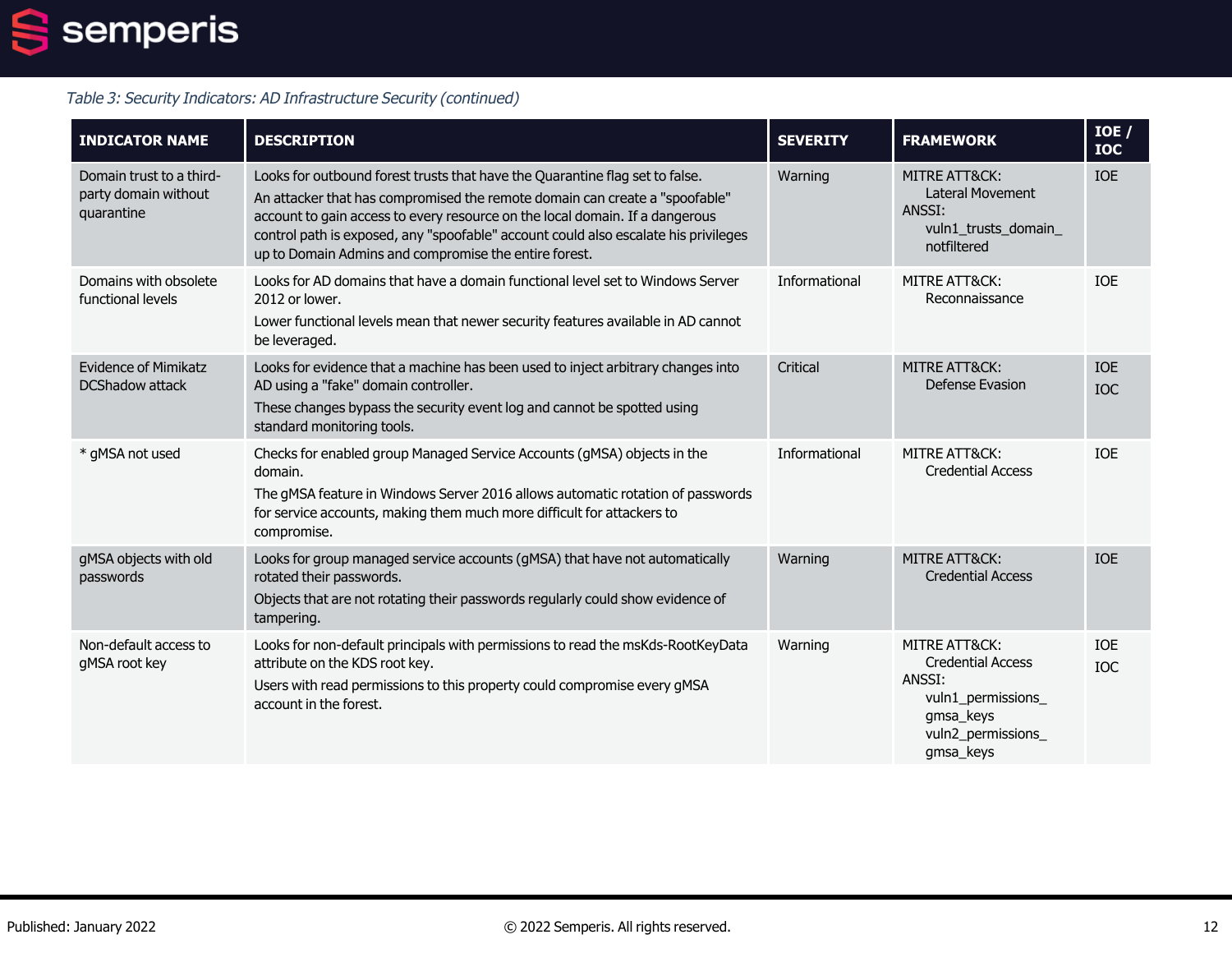*Table 3: Security Indicators: AD Infrastructure Security (continued)*

| INDICATOR NAME | DESCRIPTION | SEVERITY | FRAMEWORK | IOE / IOC |
|---|---|---|---|---|
| Domain trust to a third-party domain without quarantine | Looks for outbound forest trusts that have the Quarantine flag set to false.<br>An attacker that has compromised the remote domain can create a "spoofable" account to gain access to every resource on the local domain. If a dangerous control path is exposed, any "spoofable" account could also escalate his privileges up to Domain Admins and compromise the entire forest. | Warning | MITRE ATT&CK: Lateral Movement<br>ANSSI: vuln1_trusts_domain_notfiltered | IOE |
| Domains with obsolete functional levels | Looks for AD domains that have a domain functional level set to Windows Server 2012 or lower.<br>Lower functional levels mean that newer security features available in AD cannot be leveraged. | Informational | MITRE ATT&CK: Reconnaissance | IOE |
| Evidence of Mimikatz DCShadow attack | Looks for evidence that a machine has been used to inject arbitrary changes into AD using a "fake" domain controller.<br>These changes bypass the security event log and cannot be spotted using standard monitoring tools. | Critical | MITRE ATT&CK: Defense Evasion | IOE<br>IOC |
| * gMSA not used | Checks for enabled group Managed Service Accounts (gMSA) objects in the domain.<br>The gMSA feature in Windows Server 2016 allows automatic rotation of passwords for service accounts, making them much more difficult for attackers to compromise. | Informational | MITRE ATT&CK: Credential Access | IOE |
| gMSA objects with old passwords | Looks for group managed service accounts (gMSA) that have not automatically rotated their passwords.<br>Objects that are not rotating their passwords regularly could show evidence of tampering. | Warning | MITRE ATT&CK: Credential Access | IOE |
| Non-default access to gMSA root key | Looks for non-default principals with permissions to read the msKds-RootKeyData attribute on the KDS root key.<br>Users with read permissions to this property could compromise every gMSA account in the forest. | Warning | MITRE ATT&CK: Credential Access<br>ANSSI: vuln1_permissions_gmsa_keys vuln2_permissions_gmsa_keys | IOE<br>IOC |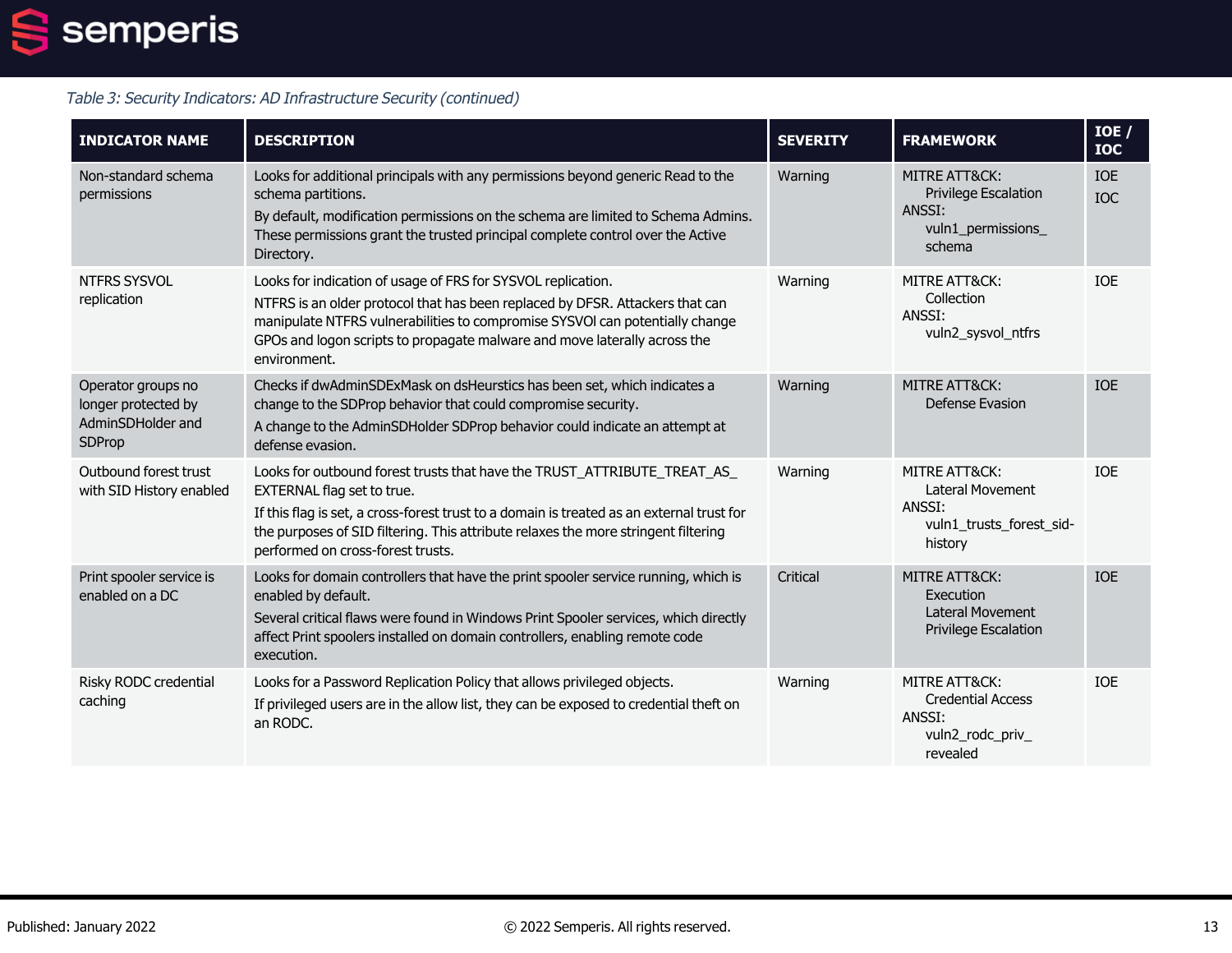*Table 3: Security Indicators: AD Infrastructure Security (continued)*

| INDICATOR NAME | DESCRIPTION | SEVERITY | FRAMEWORK | IOE / IOC |
| --- | --- | --- | --- | --- |
| Non-standard schema permissions | Looks for additional principals with any permissions beyond generic Read to the schema partitions.<br>By default, modification permissions on the schema are limited to Schema Admins. These permissions grant the trusted principal complete control over the Active Directory. | Warning | MITRE ATT&CK:<br>Privilege Escalation<br>ANSSI:<br>vuln1_permissions_schema | IOE<br>IOC |
| NTFRS SYSVOL replication | Looks for indication of usage of FRS for SYSVOL replication.<br>NTFRS is an older protocol that has been replaced by DFSR. Attackers that can manipulate NTFRS vulnerabilities to compromise SYSVOl can potentially change GPOs and logon scripts to propagate malware and move laterally across the environment. | Warning | MITRE ATT&CK:<br>Collection<br>ANSSI:<br>vuln2_sysvol_ntfrs | IOE |
| Operator groups no longer protected by AdminSDHolder and SDProp | Checks if dwAdminSDExMask on dsHeurstics has been set, which indicates a change to the SDProp behavior that could compromise security.<br>A change to the AdminSDHolder SDProp behavior could indicate an attempt at defense evasion. | Warning | MITRE ATT&CK:<br>Defense Evasion | IOE |
| Outbound forest trust with SID History enabled | Looks for outbound forest trusts that have the TRUST_ATTRIBUTE_TREAT_AS_EXTERNAL flag set to true.<br>If this flag is set, a cross-forest trust to a domain is treated as an external trust for the purposes of SID filtering. This attribute relaxes the more stringent filtering performed on cross-forest trusts. | Warning | MITRE ATT&CK:<br>Lateral Movement<br>ANSSI:<br>vuln1_trusts_forest_sid-history | IOE |
| Print spooler service is enabled on a DC | Looks for domain controllers that have the print spooler service running, which is enabled by default.<br>Several critical flaws were found in Windows Print Spooler services, which directly affect Print spoolers installed on domain controllers, enabling remote code execution. | Critical | MITRE ATT&CK:<br>Execution<br>Lateral Movement<br>Privilege Escalation | IOE |
| Risky RODC credential caching | Looks for a Password Replication Policy that allows privileged objects.<br>If privileged users are in the allow list, they can be exposed to credential theft on an RODC. | Warning | MITRE ATT&CK:<br>Credential Access<br>ANSSI:<br>vuln2_rodc_priv_revealed | IOE |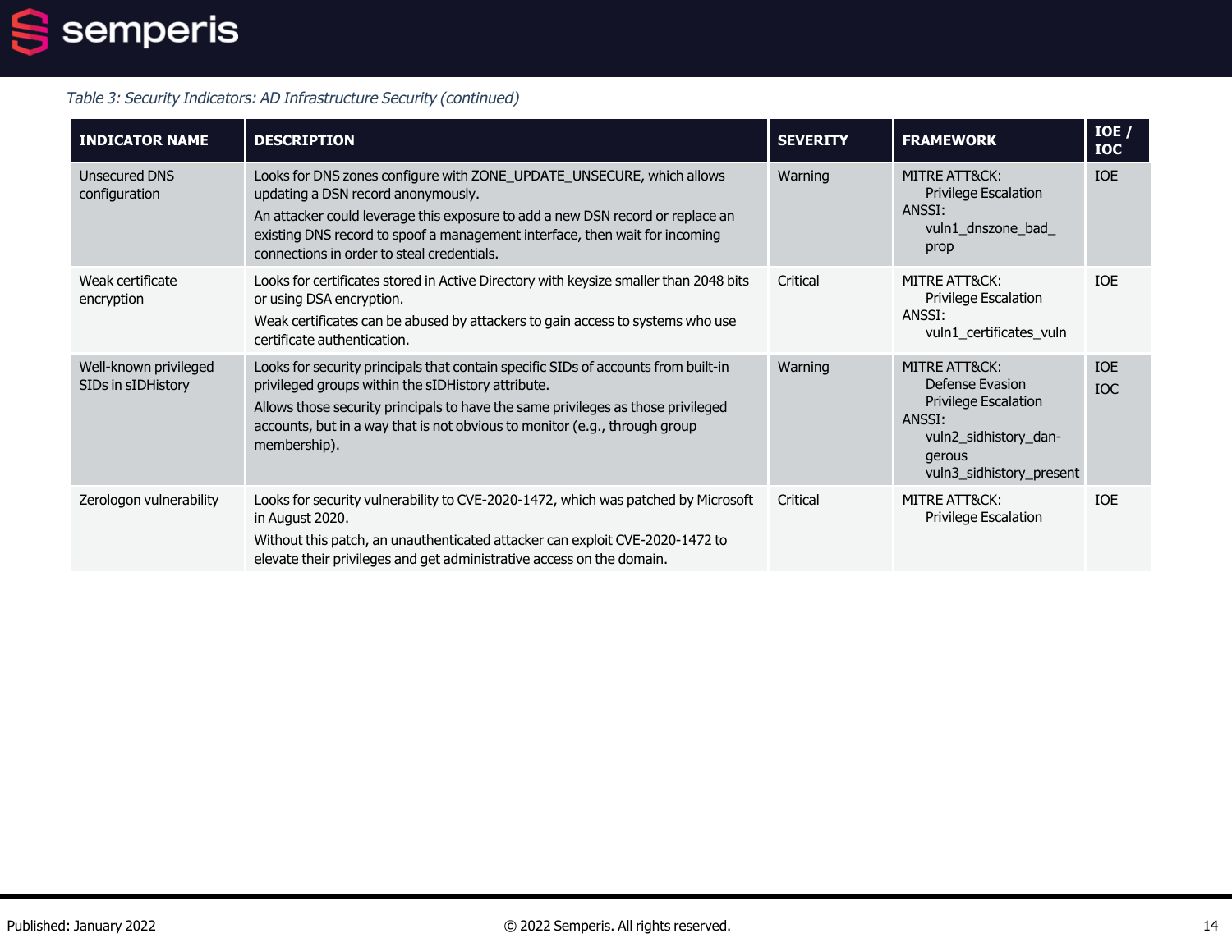*Table 3: Security Indicators: AD Infrastructure Security (continued)*

| INDICATOR NAME | DESCRIPTION | SEVERITY | FRAMEWORK | IOE / IOC |
|---|---|---|---|---|
| Unsecured DNS configuration | Looks for DNS zones configure with ZONE_UPDATE_UNSECURE, which allows updating a DSN record anonymously.<br>An attacker could leverage this exposure to add a new DSN record or replace an existing DNS record to spoof a management interface, then wait for incoming connections in order to steal credentials. | Warning | MITRE ATT&CK:<br>Privilege Escalation<br>ANSSI:<br>vuln1_dnszone_bad_prop | IOE |
| Weak certificate encryption | Looks for certificates stored in Active Directory with keysize smaller than 2048 bits or using DSA encryption.<br>Weak certificates can be abused by attackers to gain access to systems who use certificate authentication. | Critical | MITRE ATT&CK:<br>Privilege Escalation<br>ANSSI:<br>vuln1_certificates_vuln | IOE |
| Well-known privileged SIDs in sIDHistory | Looks for security principals that contain specific SIDs of accounts from built-in privileged groups within the sIDHistory attribute.<br>Allows those security principals to have the same privileges as those privileged accounts, but in a way that is not obvious to monitor (e.g., through group membership). | Warning | MITRE ATT&CK:<br>Defense Evasion<br>Privilege Escalation<br>ANSSI:<br>vuln2_sidhistory_dangerous<br>vuln3_sidhistory_present | IOE<br>IOC |
| Zerologon vulnerability | Looks for security vulnerability to CVE-2020-1472, which was patched by Microsoft in August 2020.<br>Without this patch, an unauthenticated attacker can exploit CVE-2020-1472 to elevate their privileges and get administrative access on the domain. | Critical | MITRE ATT&CK:<br>Privilege Escalation | IOE |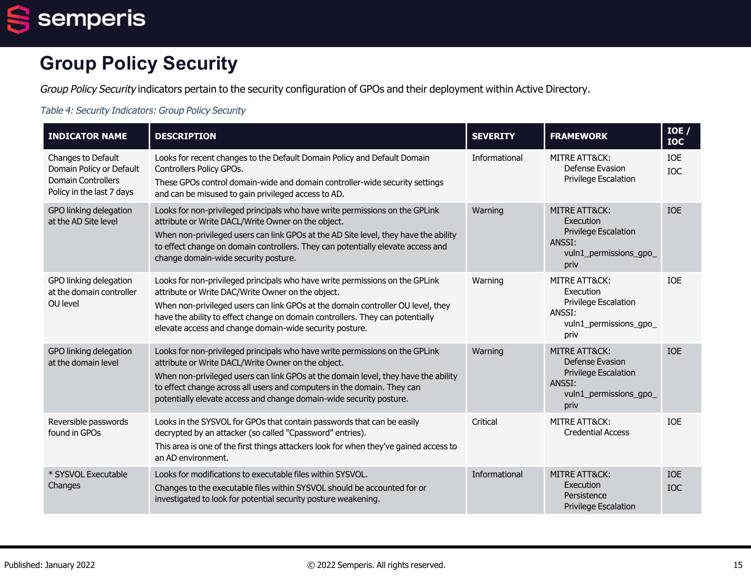# Group Policy Security

*Group Policy Security* indicators pertain to the security configuration of GPOs and their deployment within Active Directory.

*Table 4: Security Indicators: Group Policy Security*

| INDICATOR NAME | DESCRIPTION | SEVERITY | FRAMEWORK | IOE / IOC |
|---|---|---|---|---|
| Changes to Default Domain Policy or Default Domain Controllers Policy in the last 7 days | Looks for recent changes to the Default Domain Policy and Default Domain Controllers Policy GPOs.<br>These GPOs control domain-wide and domain controller-wide security settings and can be misused to gain privileged access to AD. | Informational | MITRE ATT&CK:<br>Defense Evasion<br>Privilege Escalation | IOE<br>IOC |
| GPO linking delegation at the AD Site level | Looks for non-privileged principals who have write permissions on the GPLink attribute or Write DACL/Write Owner on the object.<br>When non-privileged users can link GPOs at the AD Site level, they have the ability to effect change on domain controllers. They can potentially elevate access and change domain-wide security posture. | Warning | MITRE ATT&CK:<br>Execution<br>Privilege Escalation<br>ANSSI:<br>vuln1_permissions_gpo_priv | IOE |
| GPO linking delegation at the domain controller OU level | Looks for non-privileged principals who have write permissions on the GPLink attribute or Write DAC/Write Owner on the object.<br>When non-privileged users can link GPOs at the domain controller OU level, they have the ability to effect change on domain controllers. They can potentially elevate access and change domain-wide security posture. | Warning | MITRE ATT&CK:<br>Execution<br>Privilege Escalation<br>ANSSI:<br>vuln1_permissions_gpo_priv | IOE |
| GPO linking delegation at the domain level | Looks for non-privileged principals who have write permissions on the GPLink attribute or Write DACL/Write Owner on the object.<br>When non-privileged users can link GPOs at the domain level, they have the ability to effect change across all users and computers in the domain. They can potentially elevate access and change domain-wide security posture. | Warning | MITRE ATT&CK:<br>Defense Evasion<br>Privilege Escalation<br>ANSSI:<br>vuln1_permissions_gpo_priv | IOE |
| Reversible passwords found in GPOs | Looks in the SYSVOL for GPOs that contain passwords that can be easily decrypted by an attacker (so called "Cpassword" entries).<br>This area is one of the first things attackers look for when they've gained access to an AD environment. | Critical | MITRE ATT&CK:<br>Credential Access | IOE |
| * SYSVOL Executable Changes | Looks for modifications to executable files within SYSVOL.<br>Changes to the executable files within SYSVOL should be accounted for or investigated to look for potential security posture weakening. | Informational | MITRE ATT&CK:<br>Execution<br>Persistence<br>Privilege Escalation | IOE<br>IOC |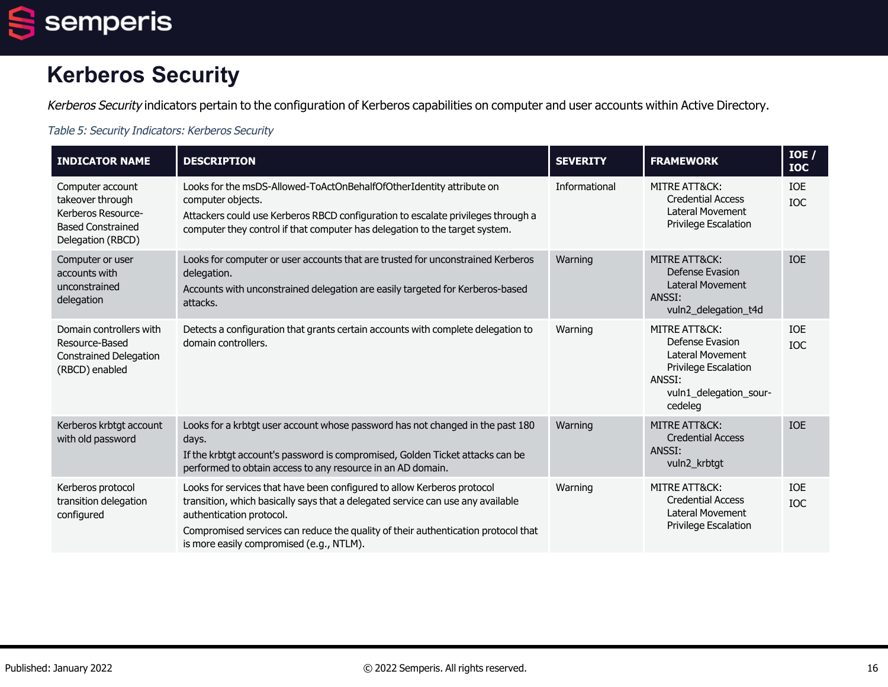# Kerberos Security

*Kerberos Security* indicators pertain to the configuration of Kerberos capabilities on computer and user accounts within Active Directory.

*Table 5: Security Indicators: Kerberos Security*

| INDICATOR NAME | DESCRIPTION | SEVERITY | FRAMEWORK | IOE / IOC |
|---|---|---|---|---|
| Computer account takeover through Kerberos Resource-Based Constrained Delegation (RBCD) | Looks for the msDS-Allowed-ToActOnBehalfOfOtherIdentity attribute on computer objects.<br>Attackers could use Kerberos RBCD configuration to escalate privileges through a computer they control if that computer has delegation to the target system. | Informational | MITRE ATT&CK:<br>Credential Access<br>Lateral Movement<br>Privilege Escalation | IOE<br>IOC |
| Computer or user accounts with unconstrained delegation | Looks for computer or user accounts that are trusted for unconstrained Kerberos delegation.<br>Accounts with unconstrained delegation are easily targeted for Kerberos-based attacks. | Warning | MITRE ATT&CK:<br>Defense Evasion<br>Lateral Movement<br>ANSSI:<br>vuln2_delegation_t4d | IOE |
| Domain controllers with Resource-Based Constrained Delegation (RBCD) enabled | Detects a configuration that grants certain accounts with complete delegation to domain controllers. | Warning | MITRE ATT&CK:<br>Defense Evasion<br>Lateral Movement<br>Privilege Escalation<br>ANSSI:<br>vuln1_delegation_sourcedeleg | IOE<br>IOC |
| Kerberos krbtgt account with old password | Looks for a krbtgt user account whose password has not changed in the past 180 days.<br>If the krbtgt account's password is compromised, Golden Ticket attacks can be performed to obtain access to any resource in an AD domain. | Warning | MITRE ATT&CK:<br>Credential Access<br>ANSSI:<br>vuln2_krbtgt | IOE |
| Kerberos protocol transition delegation configured | Looks for services that have been configured to allow Kerberos protocol transition, which basically says that a delegated service can use any available authentication protocol.<br>Compromised services can reduce the quality of their authentication protocol that is more easily compromised (e.g., NTLM). | Warning | MITRE ATT&CK:<br>Credential Access<br>Lateral Movement<br>Privilege Escalation | IOE<br>IOC |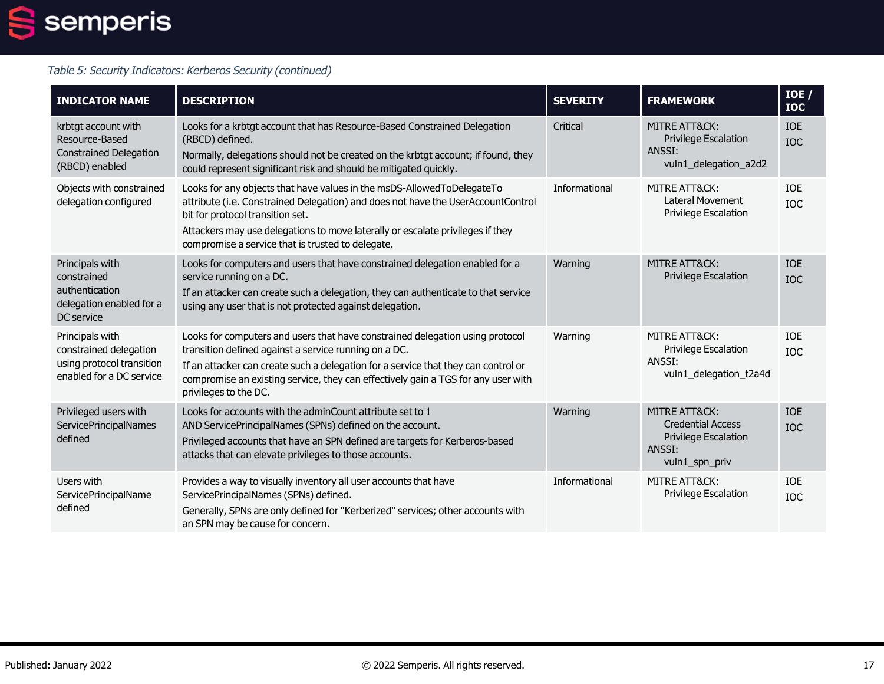*Table 5: Security Indicators: Kerberos Security (continued)*

| INDICATOR NAME | DESCRIPTION | SEVERITY | FRAMEWORK | IOE / IOC |
|---|---|---|---|---|
| krbtgt account with Resource-Based Constrained Delegation (RBCD) enabled | Looks for a krbtgt account that has Resource-Based Constrained Delegation (RBCD) defined.<br>Normally, delegations should not be created on the krbtgt account; if found, they could represent significant risk and should be mitigated quickly. | Critical | MITRE ATT&CK:<br>Privilege Escalation<br>ANSSI:<br>vuln1_delegation_a2d2 | IOE<br>IOC |
| Objects with constrained delegation configured | Looks for any objects that have values in the msDS-AllowedToDelegateTo attribute (i.e. Constrained Delegation) and does not have the UserAccountControl bit for protocol transition set.<br>Attackers may use delegations to move laterally or escalate privileges if they compromise a service that is trusted to delegate. | Informational | MITRE ATT&CK:<br>Lateral Movement<br>Privilege Escalation | IOE<br>IOC |
| Principals with constrained authentication delegation enabled for a DC service | Looks for computers and users that have constrained delegation enabled for a service running on a DC.<br>If an attacker can create such a delegation, they can authenticate to that service using any user that is not protected against delegation. | Warning | MITRE ATT&CK:<br>Privilege Escalation | IOE<br>IOC |
| Principals with constrained delegation using protocol transition enabled for a DC service | Looks for computers and users that have constrained delegation using protocol transition defined against a service running on a DC.<br>If an attacker can create such a delegation for a service that they can control or compromise an existing service, they can effectively gain a TGS for any user with privileges to the DC. | Warning | MITRE ATT&CK:<br>Privilege Escalation<br>ANSSI:<br>vuln1_delegation_t2a4d | IOE<br>IOC |
| Privileged users with ServicePrincipalNames defined | Looks for accounts with the adminCount attribute set to 1 AND ServicePrincipalNames (SPNs) defined on the account.<br>Privileged accounts that have an SPN defined are targets for Kerberos-based attacks that can elevate privileges to those accounts. | Warning | MITRE ATT&CK:<br>Credential Access<br>Privilege Escalation<br>ANSSI:<br>vuln1_spn_priv | IOE<br>IOC |
| Users with ServicePrincipalName defined | Provides a way to visually inventory all user accounts that have ServicePrincipalNames (SPNs) defined.<br>Generally, SPNs are only defined for "Kerberized" services; other accounts with an SPN may be cause for concern. | Informational | MITRE ATT&CK:<br>Privilege Escalation | IOE<br>IOC |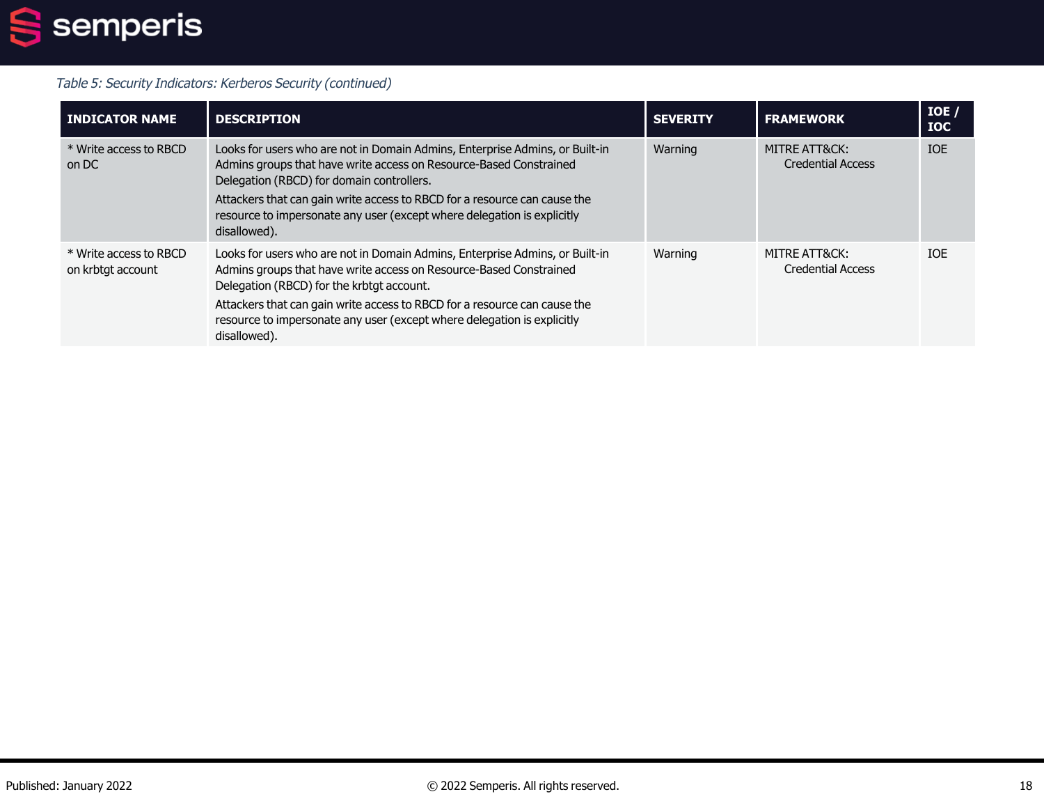*Table 5: Security Indicators: Kerberos Security (continued)*

| INDICATOR NAME | DESCRIPTION | SEVERITY | FRAMEWORK | IOE / IOC |
|---|---|---|---|---|
| * Write access to RBCD on DC | Looks for users who are not in Domain Admins, Enterprise Admins, or Built-in Admins groups that have write access on Resource-Based Constrained Delegation (RBCD) for domain controllers.<br>Attackers that can gain write access to RBCD for a resource can cause the resource to impersonate any user (except where delegation is explicitly disallowed). | Warning | MITRE ATT&CK: Credential Access | IOE |
| * Write access to RBCD on krbtgt account | Looks for users who are not in Domain Admins, Enterprise Admins, or Built-in Admins groups that have write access on Resource-Based Constrained Delegation (RBCD) for the krbtgt account.<br>Attackers that can gain write access to RBCD for a resource can cause the resource to impersonate any user (except where delegation is explicitly disallowed). | Warning | MITRE ATT&CK: Credential Access | IOE |